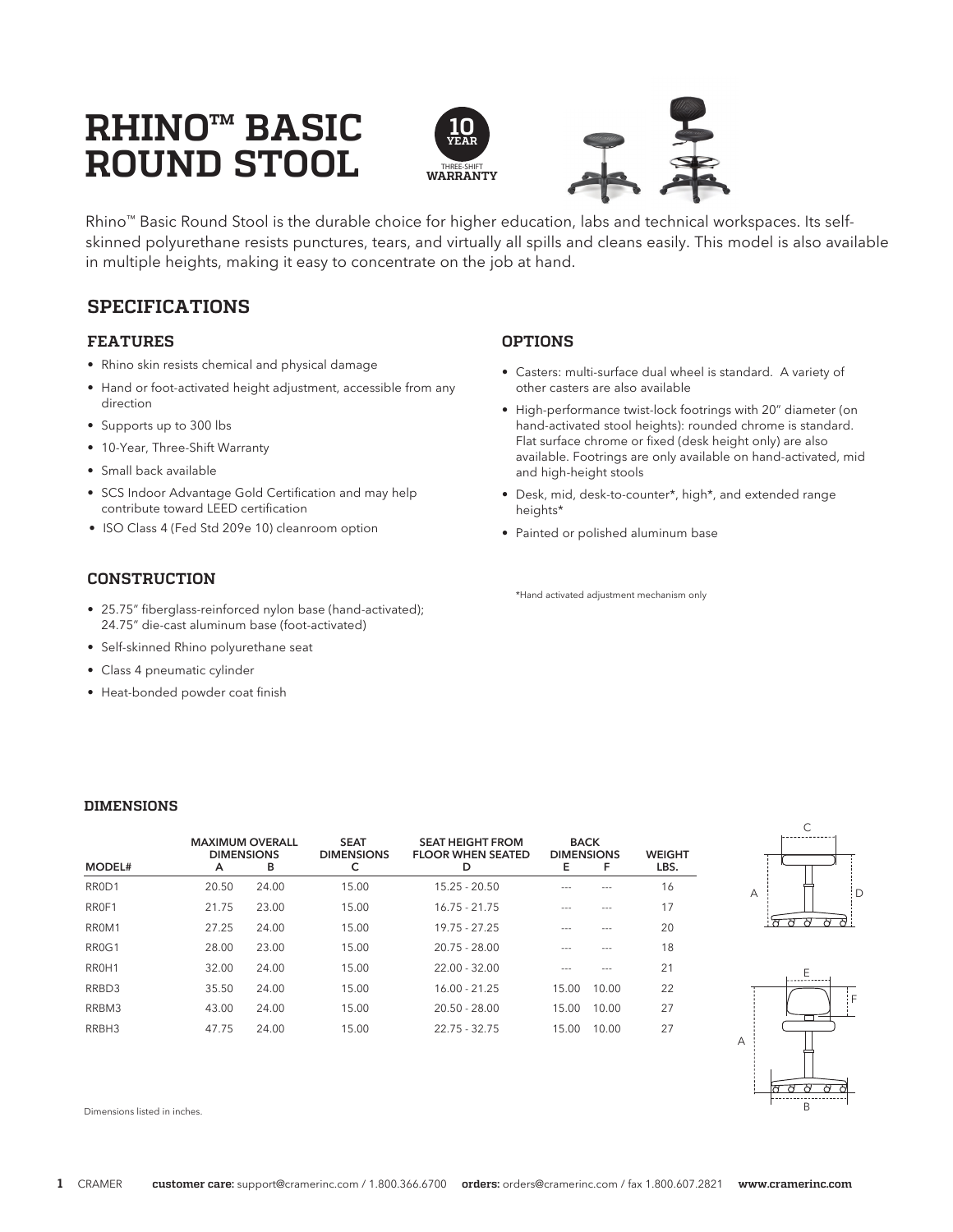# RHINO™ BASIC ROUND STOOL

10 YEAR THREE-SHIFT WARRANTY

Rhino™ Basic Round Stool is the durable choice for higher education, labs and technical workspaces. Its self-skinned polyurethane resists punctures, tears, and virtually all spills and cleans easily. This model is also available in multiple heights, making it easy to concentrate on the job at hand.

## SPECIFICATIONS

### FEATURES

- Rhino skin resists chemical and physical damage
- Hand or foot-activated height adjustment, accessible from any direction
- Supports up to 300 lbs
- 10-Year, Three-Shift Warranty
- Small back available
- SCS Indoor Advantage Gold Certification and may help contribute toward LEED certification
- ISO Class 4 (Fed Std 209e 10) cleanroom option

### CONSTRUCTION

- 25.75" fiberglass-reinforced nylon base (hand-activated); 24.75" die-cast aluminum base (foot-activated)
- Self-skinned Rhino polyurethane seat
- Class 4 pneumatic cylinder
- Heat-bonded powder coat finish

### OPTIONS

- Casters: multi-surface dual wheel is standard. A variety of other casters are also available
- High-performance twist-lock footrings with 20" diameter (on hand-activated stool heights): rounded chrome is standard. Flat surface chrome or fixed (desk height only) are also available. Footrings are only available on hand-activated, mid and high-height stools
- Desk, mid, desk-to-counter*, high*, and extended range heights*
- Painted or polished aluminum base

*Hand activated adjustment mechanism only

### DIMENSIONS

| MODEL# | MAXIMUM OVERALL DIMENSIONS A | B | SEAT DIMENSIONS C | SEAT HEIGHT FROM FLOOR WHEN SEATED D | BACK DIMENSIONS E | F | WEIGHT LBS. |
|---|---|---|---|---|---|---|---|
| RR0D1 | 20.50 | 24.00 | 15.00 | 15.25 - 20.50 | --- | --- | 16 |
| RR0F1 | 21.75 | 23.00 | 15.00 | 16.75 - 21.75 | --- | --- | 17 |
| RR0M1 | 27.25 | 24.00 | 15.00 | 19.75 - 27.25 | --- | --- | 20 |
| RR0G1 | 28.00 | 23.00 | 15.00 | 20.75 - 28.00 | --- | --- | 18 |
| RR0H1 | 32.00 | 24.00 | 15.00 | 22.00 - 32.00 | --- | --- | 21 |
| RRBD3 | 35.50 | 24.00 | 15.00 | 16.00 - 21.25 | 15.00 | 10.00 | 22 |
| RRBM3 | 43.00 | 24.00 | 15.00 | 20.50 - 28.00 | 15.00 | 10.00 | 27 |
| RRBH3 | 47.75 | 24.00 | 15.00 | 22.75 - 32.75 | 15.00 | 10.00 | 27 |

Dimensions listed in inches.

CRAMER **customer care:** support@cramerinc.com / 1.800.366.6700 **orders:** orders@cramerinc.com / fax 1.800.607.2821 **www.cramerinc.com**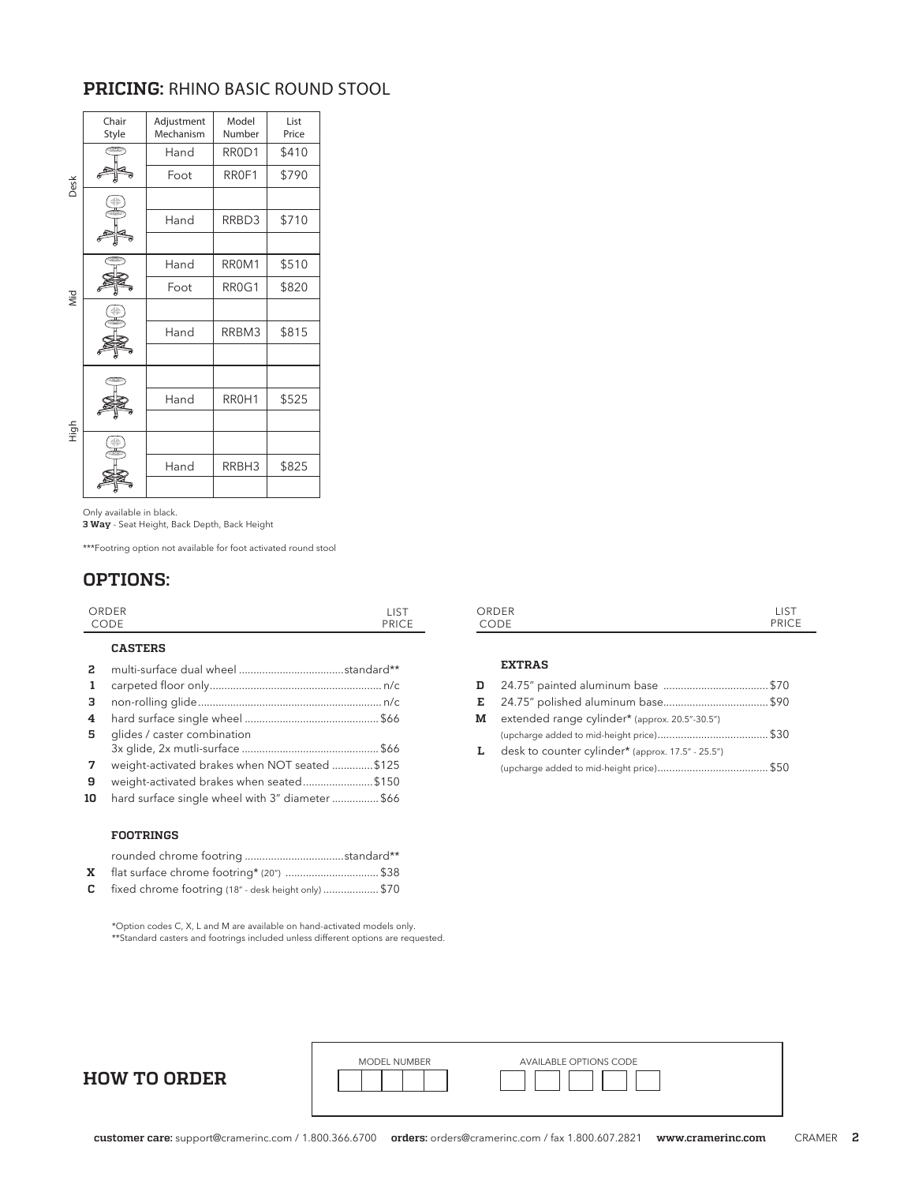## PRICING: RHINO BASIC ROUND STOOL

| | Chair Style | Adjustment Mechanism | Model Number | List Price |
|---|---|---|---|---|
| Desk | | Hand | RR0D1 | $410 |
| | | Foot | RR0F1 | $790 |
| | | | | |
| | | Hand | RRBD3 | $710 |
| | | | | |
| Mid | | Hand | RR0M1 | $510 |
| | | Foot | RR0G1 | $820 |
| | | | | |
| | | Hand | RRBM3 | $815 |
| | | | | |
| High | | | | |
| | | Hand | RR0H1 | $525 |
| | | | | |
| | | | | |
| | | Hand | RRBH3 | $825 |
| | | | | |

Only available in black.
**3 Way** - Seat Height, Back Depth, Back Height

***Footring option not available for foot activated round stool

## OPTIONS:

| ORDER CODE | | LIST PRICE |
|---|---|---|
| | **CASTERS** | |
| **2** | multi-surface dual wheel | standard** |
| **1** | carpeted floor only | n/c |
| **3** | non-rolling glide | n/c |
| **4** | hard surface single wheel | $66 |
| **5** | glides / caster combination 3x glide, 2x mutli-surface | $66 |
| **7** | weight-activated brakes when NOT seated | $125 |
| **9** | weight-activated brakes when seated | $150 |
| **10** | hard surface single wheel with 3" diameter | $66 |
| | **FOOTRINGS** | |
| | rounded chrome footring | standard** |
| **X** | flat surface chrome footring* (20") | $38 |
| **C** | fixed chrome footring (18" - desk height only) | $70 |

*Option codes C, X, L and M are available on hand-activated models only.
**Standard casters and footrings included unless different options are requested.

| ORDER CODE | | LIST PRICE |
|---|---|---|
| | **EXTRAS** | |
| **D** | 24.75" painted aluminum base | $70 |
| **E** | 24.75" polished aluminum base | $90 |
| **M** | extended range cylinder* (approx. 20.5"-30.5") (upcharge added to mid-height price) | $30 |
| **L** | desk to counter cylinder* (approx. 17.5" - 25.5") (upcharge added to mid-height price) | $50 |

## HOW TO ORDER

MODEL NUMBER

AVAILABLE OPTIONS CODE

**customer care:** support@cramerinc.com / 1.800.366.6700 **orders:** orders@cramerinc.com / fax 1.800.607.2821 **www.cramerinc.com**